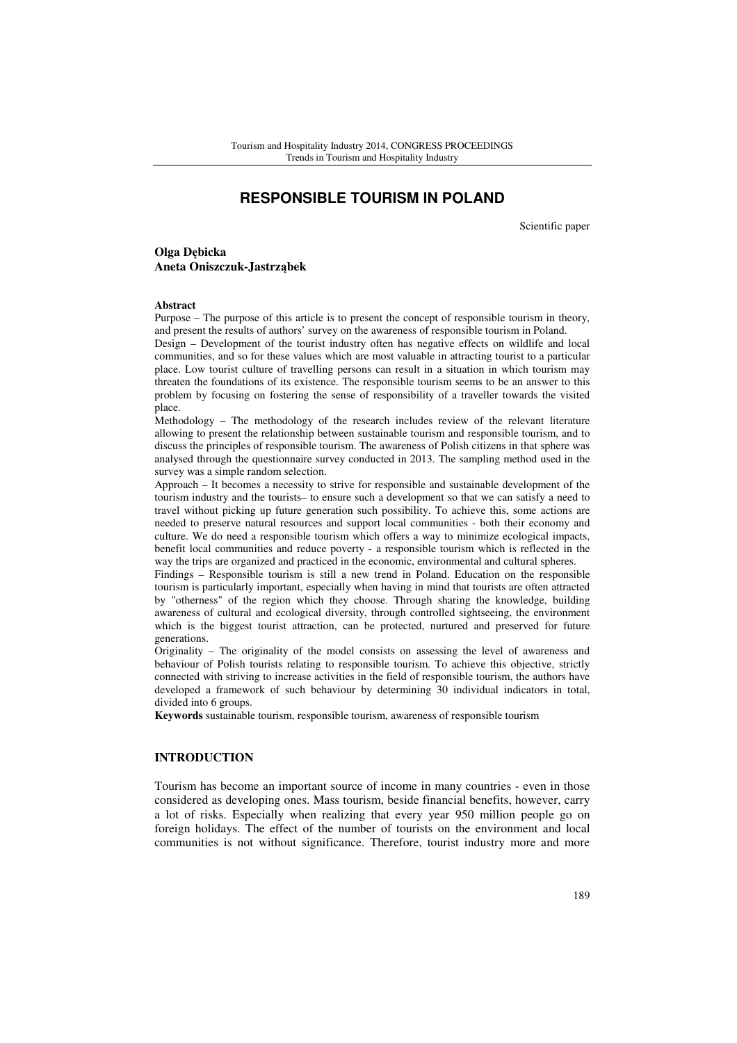# RESPONSIBLE TOURISM IN POLAND

Scientific paper

**Olga Dębicka**
**Aneta Oniszczuk-Jastrząbek**

**Abstract**

Purpose – The purpose of this article is to present the concept of responsible tourism in theory, and present the results of authors' survey on the awareness of responsible tourism in Poland.

Design – Development of the tourist industry often has negative effects on wildlife and local communities, and so for these values which are most valuable in attracting tourist to a particular place. Low tourist culture of travelling persons can result in a situation in which tourism may threaten the foundations of its existence. The responsible tourism seems to be an answer to this problem by focusing on fostering the sense of responsibility of a traveller towards the visited place.

Methodology – The methodology of the research includes review of the relevant literature allowing to present the relationship between sustainable tourism and responsible tourism, and to discuss the principles of responsible tourism. The awareness of Polish citizens in that sphere was analysed through the questionnaire survey conducted in 2013. The sampling method used in the survey was a simple random selection.

Approach – It becomes a necessity to strive for responsible and sustainable development of the tourism industry and the tourists– to ensure such a development so that we can satisfy a need to travel without picking up future generation such possibility. To achieve this, some actions are needed to preserve natural resources and support local communities - both their economy and culture. We do need a responsible tourism which offers a way to minimize ecological impacts, benefit local communities and reduce poverty - a responsible tourism which is reflected in the way the trips are organized and practiced in the economic, environmental and cultural spheres.

Findings – Responsible tourism is still a new trend in Poland. Education on the responsible tourism is particularly important, especially when having in mind that tourists are often attracted by "otherness" of the region which they choose. Through sharing the knowledge, building awareness of cultural and ecological diversity, through controlled sightseeing, the environment which is the biggest tourist attraction, can be protected, nurtured and preserved for future generations.

Originality – The originality of the model consists on assessing the level of awareness and behaviour of Polish tourists relating to responsible tourism. To achieve this objective, strictly connected with striving to increase activities in the field of responsible tourism, the authors have developed a framework of such behaviour by determining 30 individual indicators in total, divided into 6 groups.

**Keywords** sustainable tourism, responsible tourism, awareness of responsible tourism

## INTRODUCTION

Tourism has become an important source of income in many countries - even in those considered as developing ones. Mass tourism, beside financial benefits, however, carry a lot of risks. Especially when realizing that every year 950 million people go on foreign holidays. The effect of the number of tourists on the environment and local communities is not without significance. Therefore, tourist industry more and more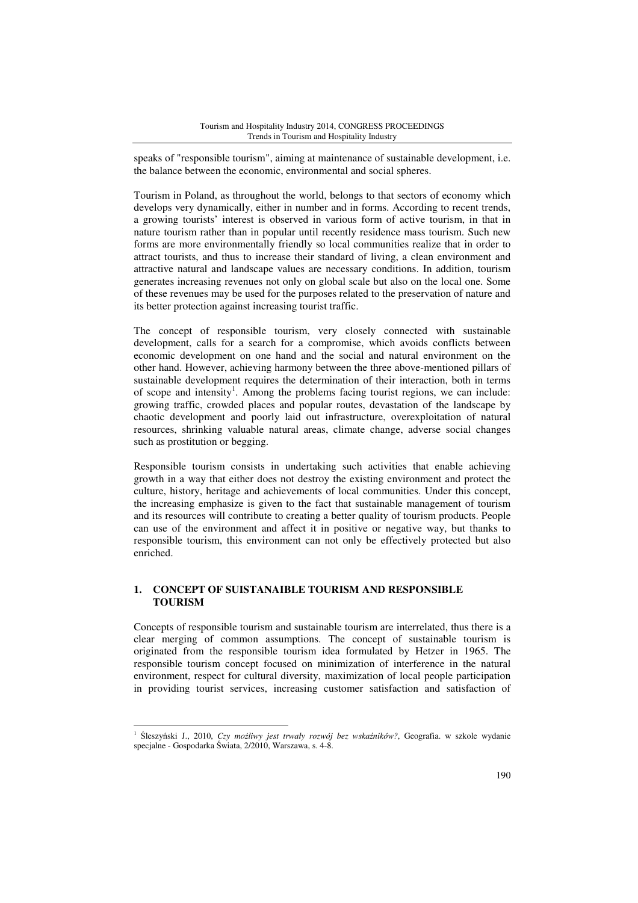speaks of "responsible tourism", aiming at maintenance of sustainable development, i.e. the balance between the economic, environmental and social spheres.

Tourism in Poland, as throughout the world, belongs to that sectors of economy which develops very dynamically, either in number and in forms. According to recent trends, a growing tourists' interest is observed in various form of active tourism, in that in nature tourism rather than in popular until recently residence mass tourism. Such new forms are more environmentally friendly so local communities realize that in order to attract tourists, and thus to increase their standard of living, a clean environment and attractive natural and landscape values are necessary conditions. In addition, tourism generates increasing revenues not only on global scale but also on the local one. Some of these revenues may be used for the purposes related to the preservation of nature and its better protection against increasing tourist traffic.

The concept of responsible tourism, very closely connected with sustainable development, calls for a search for a compromise, which avoids conflicts between economic development on one hand and the social and natural environment on the other hand. However, achieving harmony between the three above-mentioned pillars of sustainable development requires the determination of their interaction, both in terms of scope and intensity[1]. Among the problems facing tourist regions, we can include: growing traffic, crowded places and popular routes, devastation of the landscape by chaotic development and poorly laid out infrastructure, overexploitation of natural resources, shrinking valuable natural areas, climate change, adverse social changes such as prostitution or begging.

Responsible tourism consists in undertaking such activities that enable achieving growth in a way that either does not destroy the existing environment and protect the culture, history, heritage and achievements of local communities. Under this concept, the increasing emphasize is given to the fact that sustainable management of tourism and its resources will contribute to creating a better quality of tourism products. People can use of the environment and affect it in positive or negative way, but thanks to responsible tourism, this environment can not only be effectively protected but also enriched.

## 1. CONCEPT OF SUISTANAIBLE TOURISM AND RESPONSIBLE TOURISM

Concepts of responsible tourism and sustainable tourism are interrelated, thus there is a clear merging of common assumptions. The concept of sustainable tourism is originated from the responsible tourism idea formulated by Hetzer in 1965. The responsible tourism concept focused on minimization of interference in the natural environment, respect for cultural diversity, maximization of local people participation in providing tourist services, increasing customer satisfaction and satisfaction of

---

[1] Śleszyński J., 2010, *Czy możliwy jest trwały rozwój bez wskaźników?*, Geografia. w szkole wydanie specjalne - Gospodarka Świata, 2/2010, Warszawa, s. 4-8.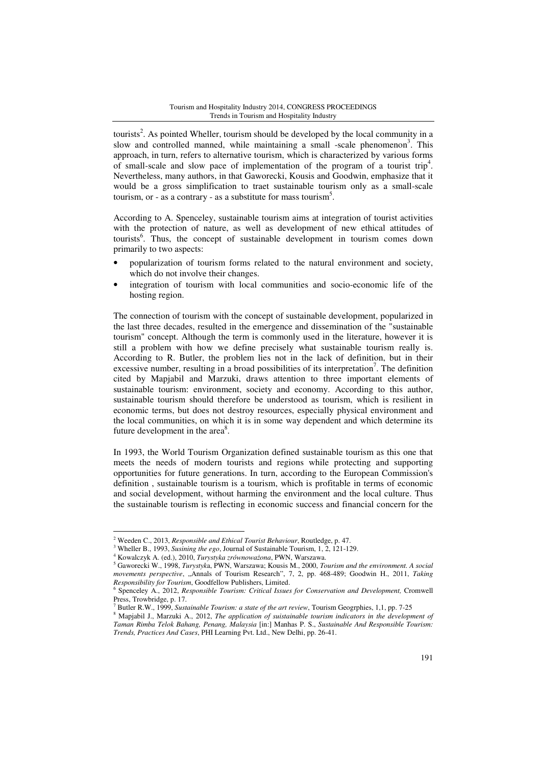tourists[2]. As pointed Wheller, tourism should be developed by the local community in a slow and controlled manned, while maintaining a small -scale phenomenon[3]. This approach, in turn, refers to alternative tourism, which is characterized by various forms of small-scale and slow pace of implementation of the program of a tourist trip[4]. Nevertheless, many authors, in that Gaworecki, Kousis and Goodwin, emphasize that it would be a gross simplification to traet sustainable tourism only as a small-scale tourism, or - as a contrary - as a substitute for mass tourism[5].

According to A. Spenceley, sustainable tourism aims at integration of tourist activities with the protection of nature, as well as development of new ethical attitudes of tourists[6]. Thus, the concept of sustainable development in tourism comes down primarily to two aspects:

- popularization of tourism forms related to the natural environment and society, which do not involve their changes.
- integration of tourism with local communities and socio-economic life of the hosting region.

The connection of tourism with the concept of sustainable development, popularized in the last three decades, resulted in the emergence and dissemination of the "sustainable tourism" concept. Although the term is commonly used in the literature, however it is still a problem with how we define precisely what sustainable tourism really is. According to R. Butler, the problem lies not in the lack of definition, but in their excessive number, resulting in a broad possibilities of its interpretation[7]. The definition cited by Mapjabil and Marzuki, draws attention to three important elements of sustainable tourism: environment, society and economy. According to this author, sustainable tourism should therefore be understood as tourism, which is resilient in economic terms, but does not destroy resources, especially physical environment and the local communities, on which it is in some way dependent and which determine its future development in the area[8].

In 1993, the World Tourism Organization defined sustainable tourism as this one that meets the needs of modern tourists and regions while protecting and supporting opportunities for future generations. In turn, according to the European Commission's definition , sustainable tourism is a tourism, which is profitable in terms of economic and social development, without harming the environment and the local culture. Thus the sustainable tourism is reflecting in economic success and financial concern for the

---

[2] Weeden C., 2013, *Responsible and Ethical Tourist Behaviour*, Routledge, p. 47.

[3] Wheller B., 1993, *Susining the ego*, Journal of Sustainable Tourism, 1, 2, 121-129.

[4] Kowalczyk A. (ed.), 2010, *Turystyka zrównoważona*, PWN, Warszawa.

[5] Gaworecki W., 1998, *Turystyk*a, PWN, Warszawa; Kousis M., 2000, *Tourism and the environment. A social movements perspective*, „Annals of Tourism Research", 7, 2, pp. 468-489; Goodwin H., 2011, *Taking Responsibility for Tourism*, Goodfellow Publishers, Limited.

[6] Spenceley A., 2012, *Responsible Tourism: Critical Issues for Conservation and Development,* Cromwell Press, Trowbridge, p. 17.

[7] Butler R.W., 1999, *Sustainable Tourism: a state of the art review*, Tourism Geogrphies, 1,1, pp. 7-25

[8] Mapjabil J., Marzuki A., 2012, *The application of suistainable tourism indicators in the development of Taman Rimba Telok Bahang, Penang, Malaysia* [in:] Manhas P. S., *Sustainable And Responsible Tourism: Trends, Practices And Cases*, PHI Learning Pvt. Ltd., New Delhi, pp. 26-41.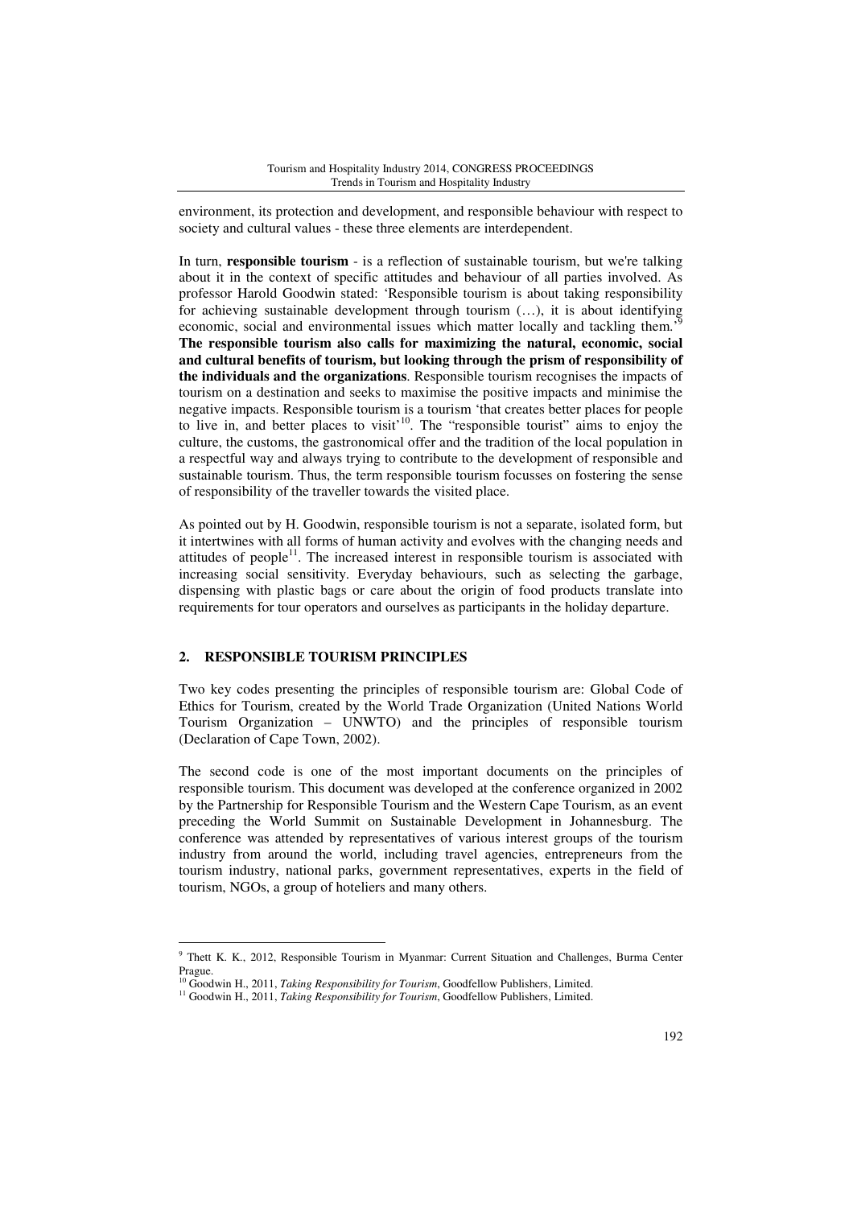environment, its protection and development, and responsible behaviour with respect to society and cultural values - these three elements are interdependent.

In turn, **responsible tourism** - is a reflection of sustainable tourism, but we're talking about it in the context of specific attitudes and behaviour of all parties involved. As professor Harold Goodwin stated: 'Responsible tourism is about taking responsibility for achieving sustainable development through tourism (…), it is about identifying economic, social and environmental issues which matter locally and tackling them.'[9] **The responsible tourism also calls for maximizing the natural, economic, social and cultural benefits of tourism, but looking through the prism of responsibility of the individuals and the organizations**. Responsible tourism recognises the impacts of tourism on a destination and seeks to maximise the positive impacts and minimise the negative impacts. Responsible tourism is a tourism 'that creates better places for people to live in, and better places to visit'[10]. The "responsible tourist" aims to enjoy the culture, the customs, the gastronomical offer and the tradition of the local population in a respectful way and always trying to contribute to the development of responsible and sustainable tourism. Thus, the term responsible tourism focusses on fostering the sense of responsibility of the traveller towards the visited place.

As pointed out by H. Goodwin, responsible tourism is not a separate, isolated form, but it intertwines with all forms of human activity and evolves with the changing needs and attitudes of people[11]. The increased interest in responsible tourism is associated with increasing social sensitivity. Everyday behaviours, such as selecting the garbage, dispensing with plastic bags or care about the origin of food products translate into requirements for tour operators and ourselves as participants in the holiday departure.

## 2. RESPONSIBLE TOURISM PRINCIPLES

Two key codes presenting the principles of responsible tourism are: Global Code of Ethics for Tourism, created by the World Trade Organization (United Nations World Tourism Organization – UNWTO) and the principles of responsible tourism (Declaration of Cape Town, 2002).

The second code is one of the most important documents on the principles of responsible tourism. This document was developed at the conference organized in 2002 by the Partnership for Responsible Tourism and the Western Cape Tourism, as an event preceding the World Summit on Sustainable Development in Johannesburg. The conference was attended by representatives of various interest groups of the tourism industry from around the world, including travel agencies, entrepreneurs from the tourism industry, national parks, government representatives, experts in the field of tourism, NGOs, a group of hoteliers and many others.

---

[9] Thett K. K., 2012, Responsible Tourism in Myanmar: Current Situation and Challenges, Burma Center Prague.

[10] Goodwin H., 2011, *Taking Responsibility for Tourism*, Goodfellow Publishers, Limited.

[11] Goodwin H., 2011, *Taking Responsibility for Tourism*, Goodfellow Publishers, Limited.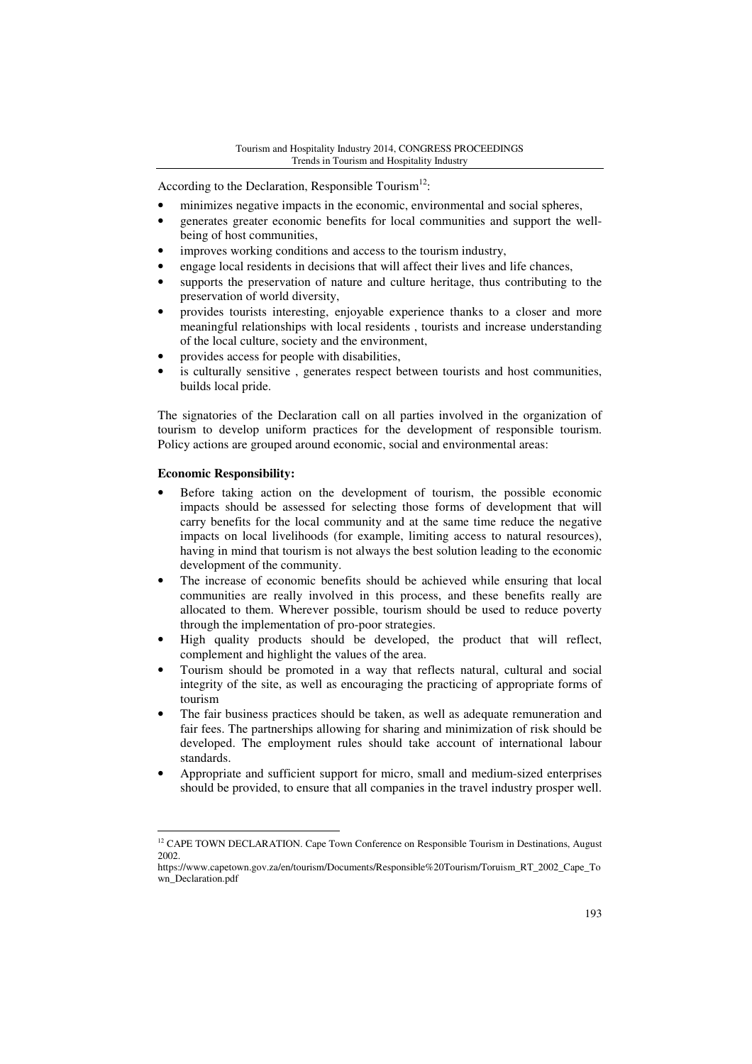According to the Declaration, Responsible Tourism[12]:

- minimizes negative impacts in the economic, environmental and social spheres,
- generates greater economic benefits for local communities and support the well-being of host communities,
- improves working conditions and access to the tourism industry,
- engage local residents in decisions that will affect their lives and life chances,
- supports the preservation of nature and culture heritage, thus contributing to the preservation of world diversity,
- provides tourists interesting, enjoyable experience thanks to a closer and more meaningful relationships with local residents , tourists and increase understanding of the local culture, society and the environment,
- provides access for people with disabilities,
- is culturally sensitive , generates respect between tourists and host communities, builds local pride.

The signatories of the Declaration call on all parties involved in the organization of tourism to develop uniform practices for the development of responsible tourism. Policy actions are grouped around economic, social and environmental areas:

**Economic Responsibility:**

- Before taking action on the development of tourism, the possible economic impacts should be assessed for selecting those forms of development that will carry benefits for the local community and at the same time reduce the negative impacts on local livelihoods (for example, limiting access to natural resources), having in mind that tourism is not always the best solution leading to the economic development of the community.
- The increase of economic benefits should be achieved while ensuring that local communities are really involved in this process, and these benefits really are allocated to them. Wherever possible, tourism should be used to reduce poverty through the implementation of pro-poor strategies.
- High quality products should be developed, the product that will reflect, complement and highlight the values of the area.
- Tourism should be promoted in a way that reflects natural, cultural and social integrity of the site, as well as encouraging the practicing of appropriate forms of tourism
- The fair business practices should be taken, as well as adequate remuneration and fair fees. The partnerships allowing for sharing and minimization of risk should be developed. The employment rules should take account of international labour standards.
- Appropriate and sufficient support for micro, small and medium-sized enterprises should be provided, to ensure that all companies in the travel industry prosper well.

---

[12] CAPE TOWN DECLARATION. Cape Town Conference on Responsible Tourism in Destinations, August 2002.
https://www.capetown.gov.za/en/tourism/Documents/Responsible%20Tourism/Toruism_RT_2002_Cape_Town_Declaration.pdf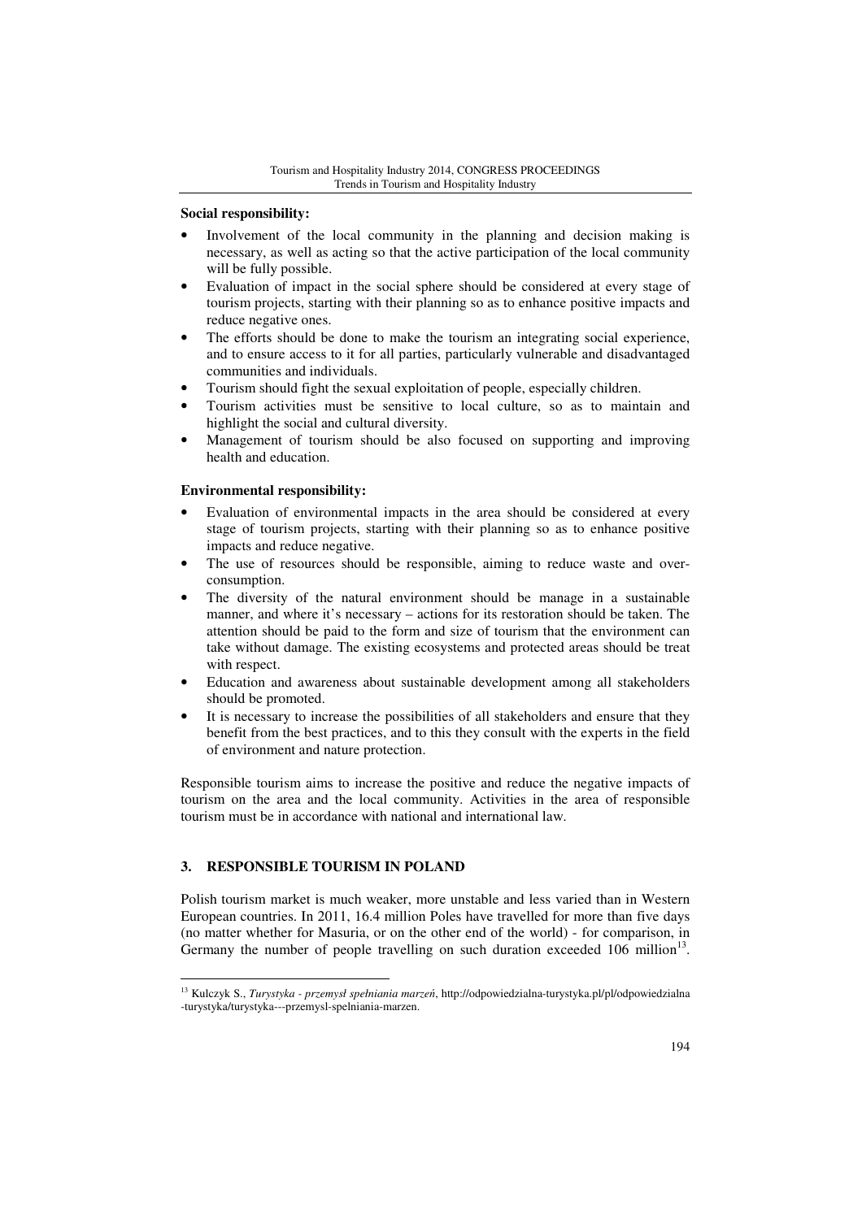**Social responsibility:**

- Involvement of the local community in the planning and decision making is necessary, as well as acting so that the active participation of the local community will be fully possible.
- Evaluation of impact in the social sphere should be considered at every stage of tourism projects, starting with their planning so as to enhance positive impacts and reduce negative ones.
- The efforts should be done to make the tourism an integrating social experience, and to ensure access to it for all parties, particularly vulnerable and disadvantaged communities and individuals.
- Tourism should fight the sexual exploitation of people, especially children.
- Tourism activities must be sensitive to local culture, so as to maintain and highlight the social and cultural diversity.
- Management of tourism should be also focused on supporting and improving health and education.

**Environmental responsibility:**

- Evaluation of environmental impacts in the area should be considered at every stage of tourism projects, starting with their planning so as to enhance positive impacts and reduce negative.
- The use of resources should be responsible, aiming to reduce waste and over-consumption.
- The diversity of the natural environment should be manage in a sustainable manner, and where it's necessary – actions for its restoration should be taken. The attention should be paid to the form and size of tourism that the environment can take without damage. The existing ecosystems and protected areas should be treat with respect.
- Education and awareness about sustainable development among all stakeholders should be promoted.
- It is necessary to increase the possibilities of all stakeholders and ensure that they benefit from the best practices, and to this they consult with the experts in the field of environment and nature protection.

Responsible tourism aims to increase the positive and reduce the negative impacts of tourism on the area and the local community. Activities in the area of responsible tourism must be in accordance with national and international law.

## 3. RESPONSIBLE TOURISM IN POLAND

Polish tourism market is much weaker, more unstable and less varied than in Western European countries. In 2011, 16.4 million Poles have travelled for more than five days (no matter whether for Masuria, or on the other end of the world) - for comparison, in Germany the number of people travelling on such duration exceeded 106 million[13].

[13] Kulczyk S., *Turystyka - przemysł spełniania marzeń*, http://odpowiedzialna-turystyka.pl/pl/odpowiedzialna-turystyka/turystyka---przemysl-spelniania-marzen.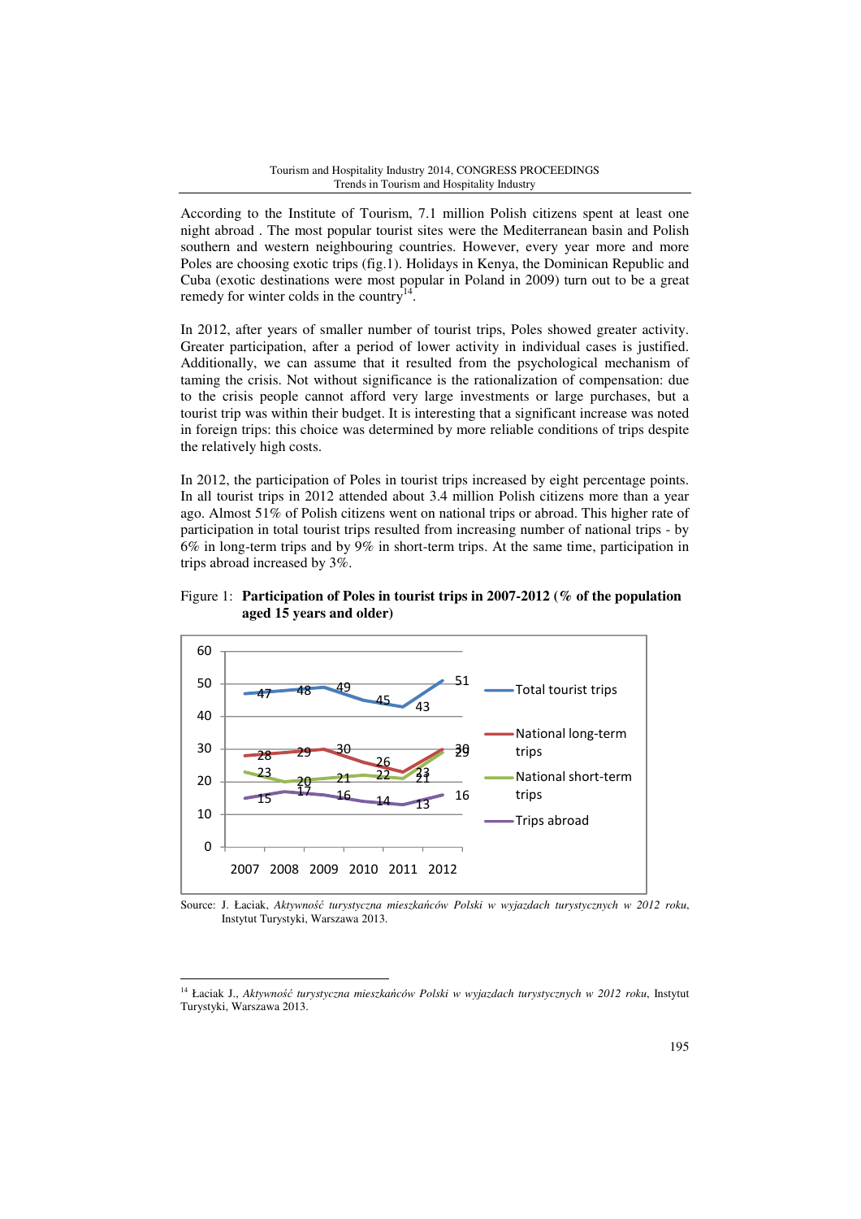According to the Institute of Tourism, 7.1 million Polish citizens spent at least one night abroad . The most popular tourist sites were the Mediterranean basin and Polish southern and western neighbouring countries. However, every year more and more Poles are choosing exotic trips (fig.1). Holidays in Kenya, the Dominican Republic and Cuba (exotic destinations were most popular in Poland in 2009) turn out to be a great remedy for winter colds in the country[14].

In 2012, after years of smaller number of tourist trips, Poles showed greater activity. Greater participation, after a period of lower activity in individual cases is justified. Additionally, we can assume that it resulted from the psychological mechanism of taming the crisis. Not without significance is the rationalization of compensation: due to the crisis people cannot afford very large investments or large purchases, but a tourist trip was within their budget. It is interesting that a significant increase was noted in foreign trips: this choice was determined by more reliable conditions of trips despite the relatively high costs.

In 2012, the participation of Poles in tourist trips increased by eight percentage points. In all tourist trips in 2012 attended about 3.4 million Polish citizens more than a year ago. Almost 51% of Polish citizens went on national trips or abroad. This higher rate of participation in total tourist trips resulted from increasing number of national trips - by 6% in long-term trips and by 9% in short-term trips. At the same time, participation in trips abroad increased by 3%.

Figure 1: **Participation of Poles in tourist trips in 2007-2012 (% of the population aged 15 years and older)**

| | 2007 | 2008 | 2009 | 2010 | 2011 | 2012 |
|---|---|---|---|---|---|---|
| Total tourist trips | 47 | 48 | 49 | 45 | 43 | 51 |
| National long-term trips | 28 | 29 | 30 | 26 | 23 | 30 |
| National short-term trips | 23 | 20 | 21 | 22 | 21 | 29 |
| Trips abroad | 15 | 17 | 16 | 14 | 13 | 16 |

Source: J. Łaciak, *Aktywność turystyczna mieszkańców Polski w wyjazdach turystycznych w 2012 roku*, Instytut Turystyki, Warszawa 2013.

---

[14] Łaciak J., *Aktywność turystyczna mieszkańców Polski w wyjazdach turystycznych w 2012 roku*, Instytut Turystyki, Warszawa 2013.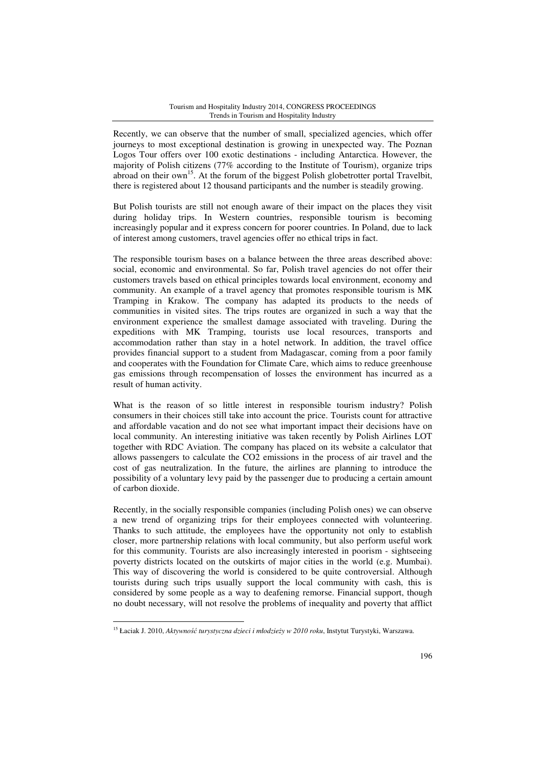Recently, we can observe that the number of small, specialized agencies, which offer journeys to most exceptional destination is growing in unexpected way. The Poznan Logos Tour offers over 100 exotic destinations - including Antarctica. However, the majority of Polish citizens (77% according to the Institute of Tourism), organize trips abroad on their own[15]. At the forum of the biggest Polish globetrotter portal Travelbit, there is registered about 12 thousand participants and the number is steadily growing.

But Polish tourists are still not enough aware of their impact on the places they visit during holiday trips. In Western countries, responsible tourism is becoming increasingly popular and it express concern for poorer countries. In Poland, due to lack of interest among customers, travel agencies offer no ethical trips in fact.

The responsible tourism bases on a balance between the three areas described above: social, economic and environmental. So far, Polish travel agencies do not offer their customers travels based on ethical principles towards local environment, economy and community. An example of a travel agency that promotes responsible tourism is MK Tramping in Krakow. The company has adapted its products to the needs of communities in visited sites. The trips routes are organized in such a way that the environment experience the smallest damage associated with traveling. During the expeditions with MK Tramping, tourists use local resources, transports and accommodation rather than stay in a hotel network. In addition, the travel office provides financial support to a student from Madagascar, coming from a poor family and cooperates with the Foundation for Climate Care, which aims to reduce greenhouse gas emissions through recompensation of losses the environment has incurred as a result of human activity.

What is the reason of so little interest in responsible tourism industry? Polish consumers in their choices still take into account the price. Tourists count for attractive and affordable vacation and do not see what important impact their decisions have on local community. An interesting initiative was taken recently by Polish Airlines LOT together with RDC Aviation. The company has placed on its website a calculator that allows passengers to calculate the $CO_2$ emissions in the process of air travel and the cost of gas neutralization. In the future, the airlines are planning to introduce the possibility of a voluntary levy paid by the passenger due to producing a certain amount of carbon dioxide.

Recently, in the socially responsible companies (including Polish ones) we can observe a new trend of organizing trips for their employees connected with volunteering. Thanks to such attitude, the employees have the opportunity not only to establish closer, more partnership relations with local community, but also perform useful work for this community. Tourists are also increasingly interested in poorism - sightseeing poverty districts located on the outskirts of major cities in the world (e.g. Mumbai). This way of discovering the world is considered to be quite controversial. Although tourists during such trips usually support the local community with cash, this is considered by some people as a way to deafening remorse. Financial support, though no doubt necessary, will not resolve the problems of inequality and poverty that afflict

---

[15] Łaciak J. 2010, *Aktywność turystyczna dzieci i młodzieży w 2010 roku*, Instytut Turystyki, Warszawa.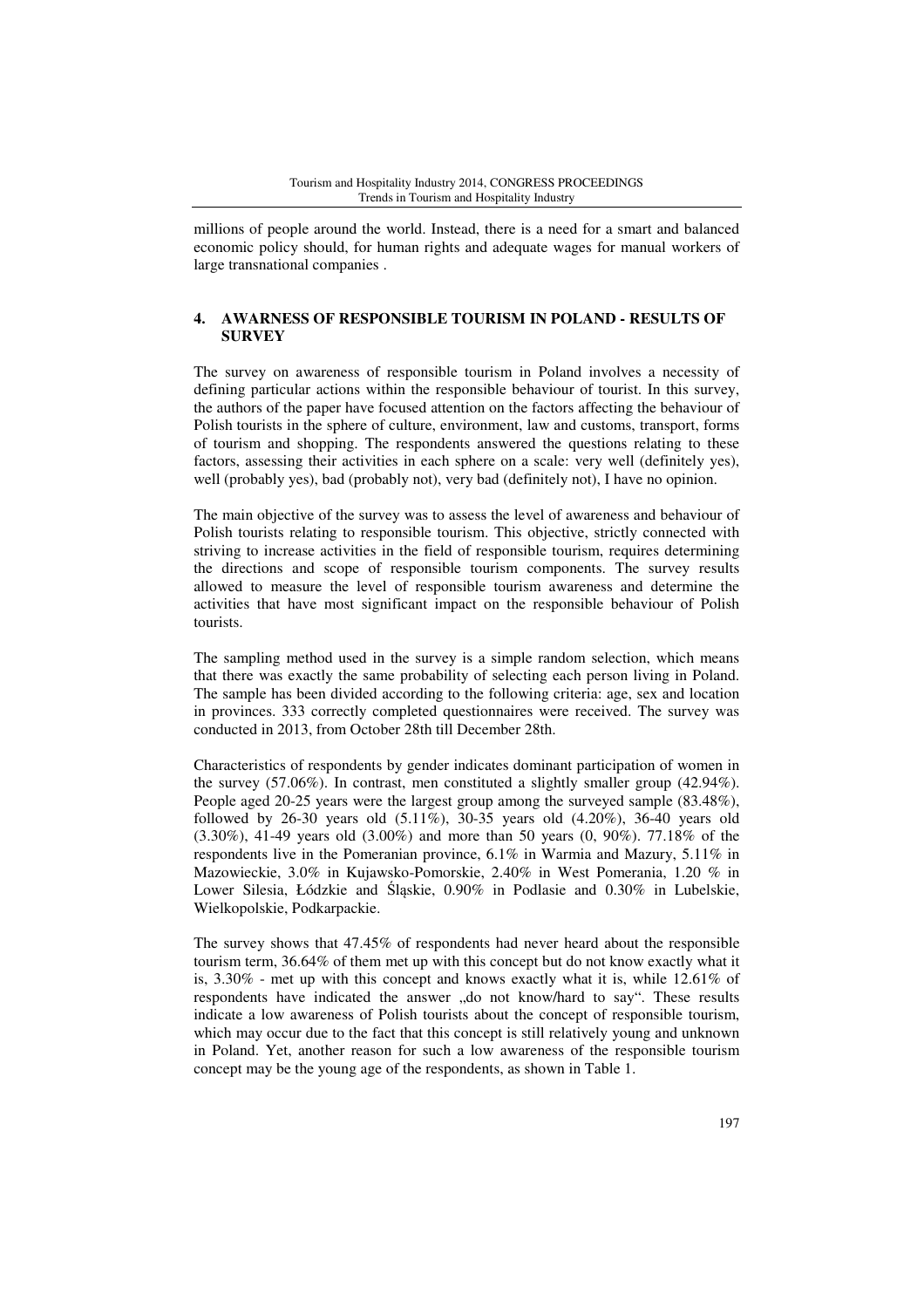millions of people around the world. Instead, there is a need for a smart and balanced economic policy should, for human rights and adequate wages for manual workers of large transnational companies .

## 4. AWARNESS OF RESPONSIBLE TOURISM IN POLAND - RESULTS OF SURVEY

The survey on awareness of responsible tourism in Poland involves a necessity of defining particular actions within the responsible behaviour of tourist. In this survey, the authors of the paper have focused attention on the factors affecting the behaviour of Polish tourists in the sphere of culture, environment, law and customs, transport, forms of tourism and shopping. The respondents answered the questions relating to these factors, assessing their activities in each sphere on a scale: very well (definitely yes), well (probably yes), bad (probably not), very bad (definitely not), I have no opinion.

The main objective of the survey was to assess the level of awareness and behaviour of Polish tourists relating to responsible tourism. This objective, strictly connected with striving to increase activities in the field of responsible tourism, requires determining the directions and scope of responsible tourism components. The survey results allowed to measure the level of responsible tourism awareness and determine the activities that have most significant impact on the responsible behaviour of Polish tourists.

The sampling method used in the survey is a simple random selection, which means that there was exactly the same probability of selecting each person living in Poland. The sample has been divided according to the following criteria: age, sex and location in provinces. 333 correctly completed questionnaires were received. The survey was conducted in 2013, from October 28th till December 28th.

Characteristics of respondents by gender indicates dominant participation of women in the survey (57.06%). In contrast, men constituted a slightly smaller group (42.94%). People aged 20-25 years were the largest group among the surveyed sample (83.48%), followed by 26-30 years old (5.11%), 30-35 years old (4.20%), 36-40 years old (3.30%), 41-49 years old (3.00%) and more than 50 years (0, 90%). 77.18% of the respondents live in the Pomeranian province, 6.1% in Warmia and Mazury, 5.11% in Mazowieckie, 3.0% in Kujawsko-Pomorskie, 2.40% in West Pomerania, 1.20 % in Lower Silesia, Łódzkie and Śląskie, 0.90% in Podlasie and 0.30% in Lubelskie, Wielkopolskie, Podkarpackie.

The survey shows that 47.45% of respondents had never heard about the responsible tourism term, 36.64% of them met up with this concept but do not know exactly what it is, 3.30% - met up with this concept and knows exactly what it is, while 12.61% of respondents have indicated the answer „do not know/hard to say". These results indicate a low awareness of Polish tourists about the concept of responsible tourism, which may occur due to the fact that this concept is still relatively young and unknown in Poland. Yet, another reason for such a low awareness of the responsible tourism concept may be the young age of the respondents, as shown in Table 1.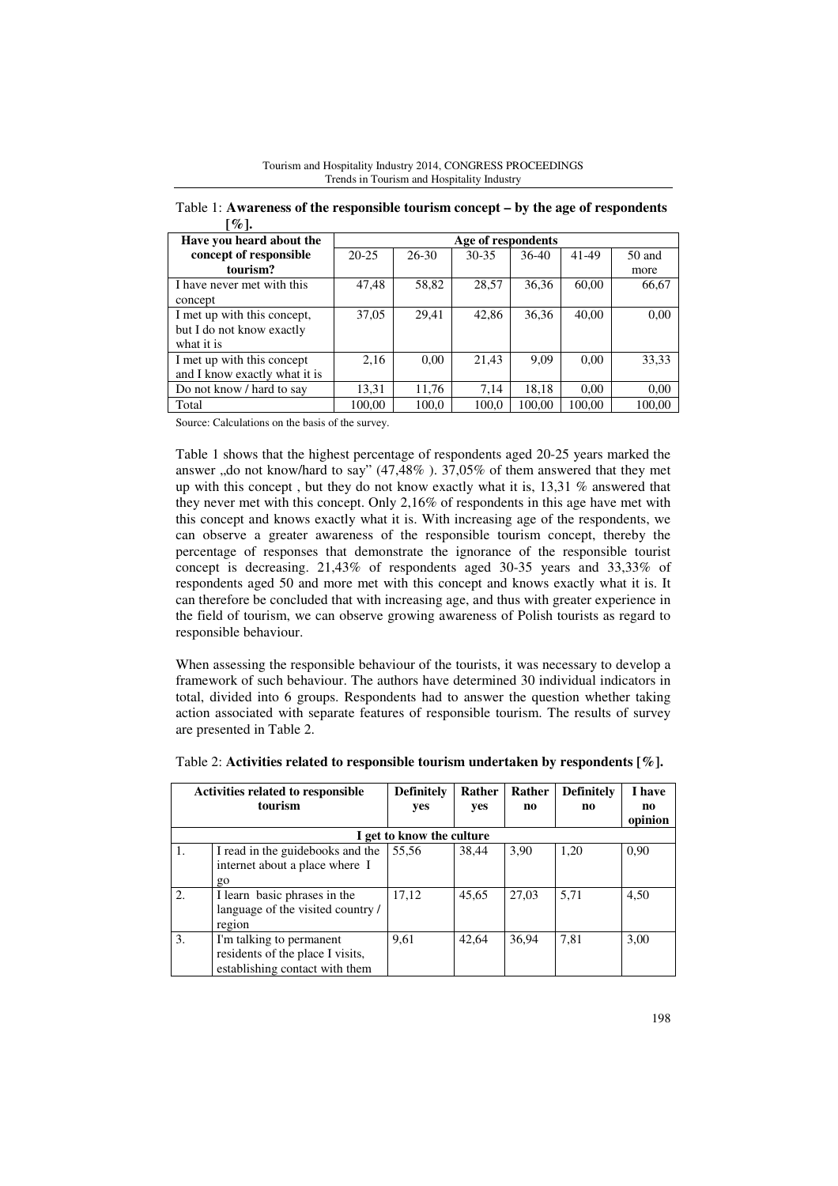Table 1: **Awareness of the responsible tourism concept – by the age of respondents [%].**

| Have you heard about the concept of responsible tourism? | Age of respondents | | | | | |
|---|---|---|---|---|---|---|
| | 20-25 | 26-30 | 30-35 | 36-40 | 41-49 | 50 and more |
| I have never met with this concept | 47,48 | 58,82 | 28,57 | 36,36 | 60,00 | 66,67 |
| I met up with this concept, but I do not know exactly what it is | 37,05 | 29,41 | 42,86 | 36,36 | 40,00 | 0,00 |
| I met up with this concept and I know exactly what it is | 2,16 | 0,00 | 21,43 | 9,09 | 0,00 | 33,33 |
| Do not know / hard to say | 13,31 | 11,76 | 7,14 | 18,18 | 0,00 | 0,00 |
| Total | 100,00 | 100,0 | 100,0 | 100,00 | 100,00 | 100,00 |

Source: Calculations on the basis of the survey.

Table 1 shows that the highest percentage of respondents aged 20-25 years marked the answer „do not know/hard to say" (47,48% ). 37,05% of them answered that they met up with this concept , but they do not know exactly what it is, 13,31 % answered that they never met with this concept. Only 2,16% of respondents in this age have met with this concept and knows exactly what it is. With increasing age of the respondents, we can observe a greater awareness of the responsible tourism concept, thereby the percentage of responses that demonstrate the ignorance of the responsible tourist concept is decreasing. 21,43% of respondents aged 30-35 years and 33,33% of respondents aged 50 and more met with this concept and knows exactly what it is. It can therefore be concluded that with increasing age, and thus with greater experience in the field of tourism, we can observe growing awareness of Polish tourists as regard to responsible behaviour.

When assessing the responsible behaviour of the tourists, it was necessary to develop a framework of such behaviour. The authors have determined 30 individual indicators in total, divided into 6 groups. Respondents had to answer the question whether taking action associated with separate features of responsible tourism. The results of survey are presented in Table 2.

Table 2: **Activities related to responsible tourism undertaken by respondents [%].**

| | Activities related to responsible tourism | Definitely yes | Rather yes | Rather no | Definitely no | I have no opinion |
|---|---|---|---|---|---|---|
| | **I get to know the culture** | | | | | |
| 1. | I read in the guidebooks and the internet about a place where I go | 55,56 | 38,44 | 3,90 | 1,20 | 0,90 |
| 2. | I learn basic phrases in the language of the visited country / region | 17,12 | 45,65 | 27,03 | 5,71 | 4,50 |
| 3. | I'm talking to permanent residents of the place I visits, establishing contact with them | 9,61 | 42,64 | 36,94 | 7,81 | 3,00 |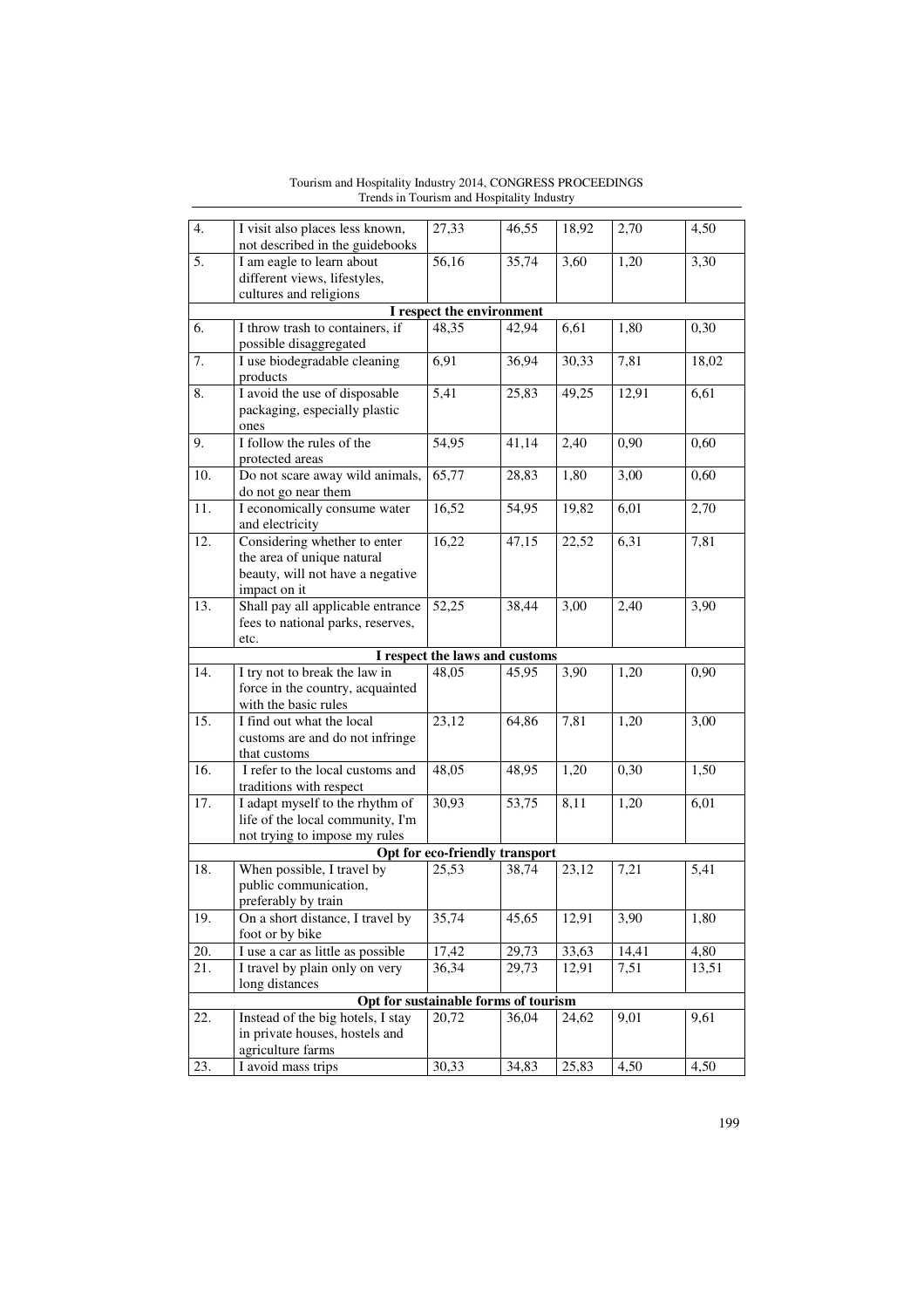| 4. | I visit also places less known, not described in the guidebooks | 27,33 | 46,55 | 18,92 | 2,70 | 4,50 |
|---|---|---|---|---|---|---|
| 5. | I am eagle to learn about different views, lifestyles, cultures and religions | 56,16 | 35,74 | 3,60 | 1,20 | 3,30 |
| | **I respect the environment** | | | | | |
| 6. | I throw trash to containers, if possible disaggregated | 48,35 | 42,94 | 6,61 | 1,80 | 0,30 |
| 7. | I use biodegradable cleaning products | 6,91 | 36,94 | 30,33 | 7,81 | 18,02 |
| 8. | I avoid the use of disposable packaging, especially plastic ones | 5,41 | 25,83 | 49,25 | 12,91 | 6,61 |
| 9. | I follow the rules of the protected areas | 54,95 | 41,14 | 2,40 | 0,90 | 0,60 |
| 10. | Do not scare away wild animals, do not go near them | 65,77 | 28,83 | 1,80 | 3,00 | 0,60 |
| 11. | I economically consume water and electricity | 16,52 | 54,95 | 19,82 | 6,01 | 2,70 |
| 12. | Considering whether to enter the area of unique natural beauty, will not have a negative impact on it | 16,22 | 47,15 | 22,52 | 6,31 | 7,81 |
| 13. | Shall pay all applicable entrance fees to national parks, reserves, etc. | 52,25 | 38,44 | 3,00 | 2,40 | 3,90 |
| | **I respect the laws and customs** | | | | | |
| 14. | I try not to break the law in force in the country, acquainted with the basic rules | 48,05 | 45,95 | 3,90 | 1,20 | 0,90 |
| 15. | I find out what the local customs are and do not infringe that customs | 23,12 | 64,86 | 7,81 | 1,20 | 3,00 |
| 16. | I refer to the local customs and traditions with respect | 48,05 | 48,95 | 1,20 | 0,30 | 1,50 |
| 17. | I adapt myself to the rhythm of life of the local community, I'm not trying to impose my rules | 30,93 | 53,75 | 8,11 | 1,20 | 6,01 |
| | **Opt for eco-friendly transport** | | | | | |
| 18. | When possible, I travel by public communication, preferably by train | 25,53 | 38,74 | 23,12 | 7,21 | 5,41 |
| 19. | On a short distance, I travel by foot or by bike | 35,74 | 45,65 | 12,91 | 3,90 | 1,80 |
| 20. | I use a car as little as possible | 17,42 | 29,73 | 33,63 | 14,41 | 4,80 |
| 21. | I travel by plain only on very long distances | 36,34 | 29,73 | 12,91 | 7,51 | 13,51 |
| | **Opt for sustainable forms of tourism** | | | | | |
| 22. | Instead of the big hotels, I stay in private houses, hostels and agriculture farms | 20,72 | 36,04 | 24,62 | 9,01 | 9,61 |
| 23. | I avoid mass trips | 30,33 | 34,83 | 25,83 | 4,50 | 4,50 |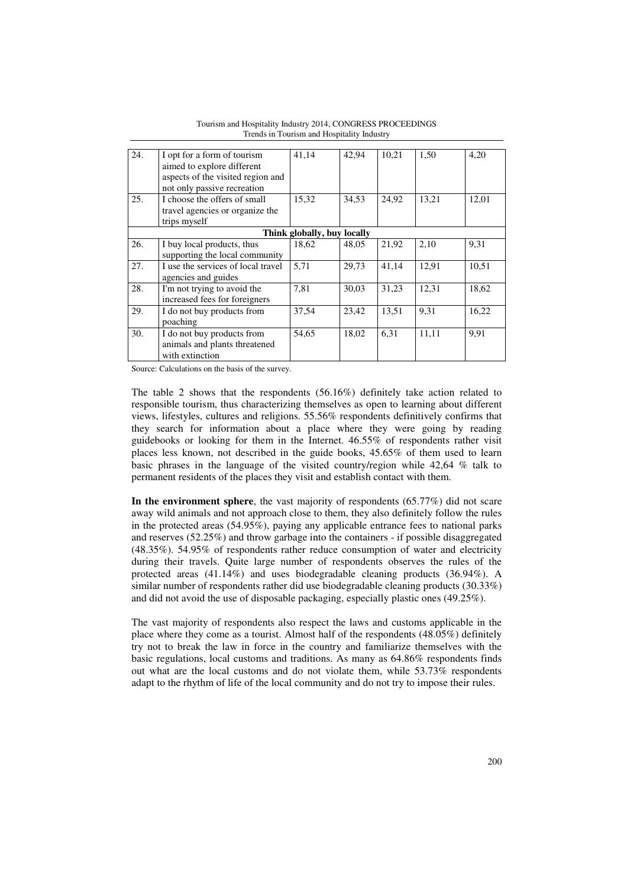| 24. | I opt for a form of tourism aimed to explore different aspects of the visited region and not only passive recreation | 41,14 | 42,94 | 10,21 | 1,50 | 4,20 |
|---|---|---|---|---|---|---|
| 25. | I choose the offers of small travel agencies or organize the trips myself | 15,32 | 34,53 | 24,92 | 13,21 | 12,01 |
| | **Think globally, buy locally** | | | | | |
| 26. | I buy local products, thus supporting the local community | 18,62 | 48,05 | 21,92 | 2,10 | 9,31 |
| 27. | I use the services of local travel agencies and guides | 5,71 | 29,73 | 41,14 | 12,91 | 10,51 |
| 28. | I'm not trying to avoid the increased fees for foreigners | 7,81 | 30,03 | 31,23 | 12,31 | 18,62 |
| 29. | I do not buy products from poaching | 37,54 | 23,42 | 13,51 | 9,31 | 16,22 |
| 30. | I do not buy products from animals and plants threatened with extinction | 54,65 | 18,02 | 6,31 | 11,11 | 9,91 |

Source: Calculations on the basis of the survey.

The table 2 shows that the respondents (56.16%) definitely take action related to responsible tourism, thus characterizing themselves as open to learning about different views, lifestyles, cultures and religions. 55.56% respondents definitively confirms that they search for information about a place where they were going by reading guidebooks or looking for them in the Internet. 46.55% of respondents rather visit places less known, not described in the guide books, 45.65% of them used to learn basic phrases in the language of the visited country/region while 42,64 % talk to permanent residents of the places they visit and establish contact with them.

**In the environment sphere**, the vast majority of respondents (65.77%) did not scare away wild animals and not approach close to them, they also definitely follow the rules in the protected areas (54.95%), paying any applicable entrance fees to national parks and reserves (52.25%) and throw garbage into the containers - if possible disaggregated (48.35%). 54.95% of respondents rather reduce consumption of water and electricity during their travels. Quite large number of respondents observes the rules of the protected areas (41.14%) and uses biodegradable cleaning products (36.94%). A similar number of respondents rather did use biodegradable cleaning products (30.33%) and did not avoid the use of disposable packaging, especially plastic ones (49.25%).

The vast majority of respondents also respect the laws and customs applicable in the place where they come as a tourist. Almost half of the respondents (48.05%) definitely try not to break the law in force in the country and familiarize themselves with the basic regulations, local customs and traditions. As many as 64.86% respondents finds out what are the local customs and do not violate them, while 53.73% respondents adapt to the rhythm of life of the local community and do not try to impose their rules.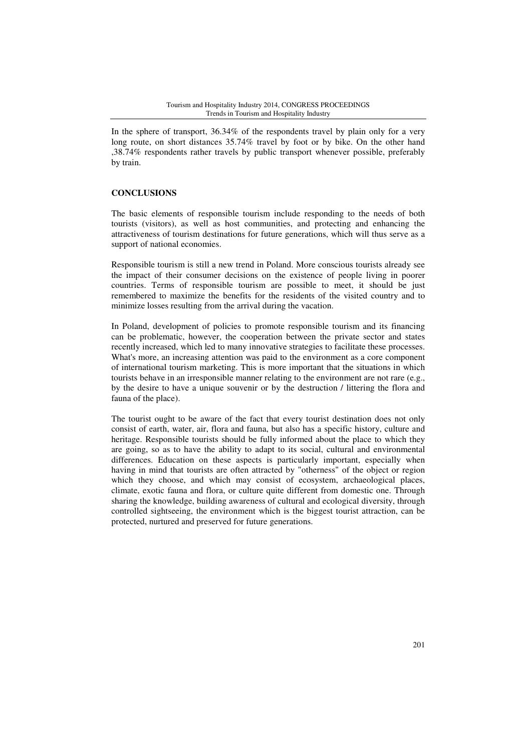In the sphere of transport, 36.34% of the respondents travel by plain only for a very long route, on short distances 35.74% travel by foot or by bike. On the other hand ,38.74% respondents rather travels by public transport whenever possible, preferably by train.

## CONCLUSIONS

The basic elements of responsible tourism include responding to the needs of both tourists (visitors), as well as host communities, and protecting and enhancing the attractiveness of tourism destinations for future generations, which will thus serve as a support of national economies.

Responsible tourism is still a new trend in Poland. More conscious tourists already see the impact of their consumer decisions on the existence of people living in poorer countries. Terms of responsible tourism are possible to meet, it should be just remembered to maximize the benefits for the residents of the visited country and to minimize losses resulting from the arrival during the vacation.

In Poland, development of policies to promote responsible tourism and its financing can be problematic, however, the cooperation between the private sector and states recently increased, which led to many innovative strategies to facilitate these processes. What's more, an increasing attention was paid to the environment as a core component of international tourism marketing. This is more important that the situations in which tourists behave in an irresponsible manner relating to the environment are not rare (e.g., by the desire to have a unique souvenir or by the destruction / littering the flora and fauna of the place).

The tourist ought to be aware of the fact that every tourist destination does not only consist of earth, water, air, flora and fauna, but also has a specific history, culture and heritage. Responsible tourists should be fully informed about the place to which they are going, so as to have the ability to adapt to its social, cultural and environmental differences. Education on these aspects is particularly important, especially when having in mind that tourists are often attracted by "otherness" of the object or region which they choose, and which may consist of ecosystem, archaeological places, climate, exotic fauna and flora, or culture quite different from domestic one. Through sharing the knowledge, building awareness of cultural and ecological diversity, through controlled sightseeing, the environment which is the biggest tourist attraction, can be protected, nurtured and preserved for future generations.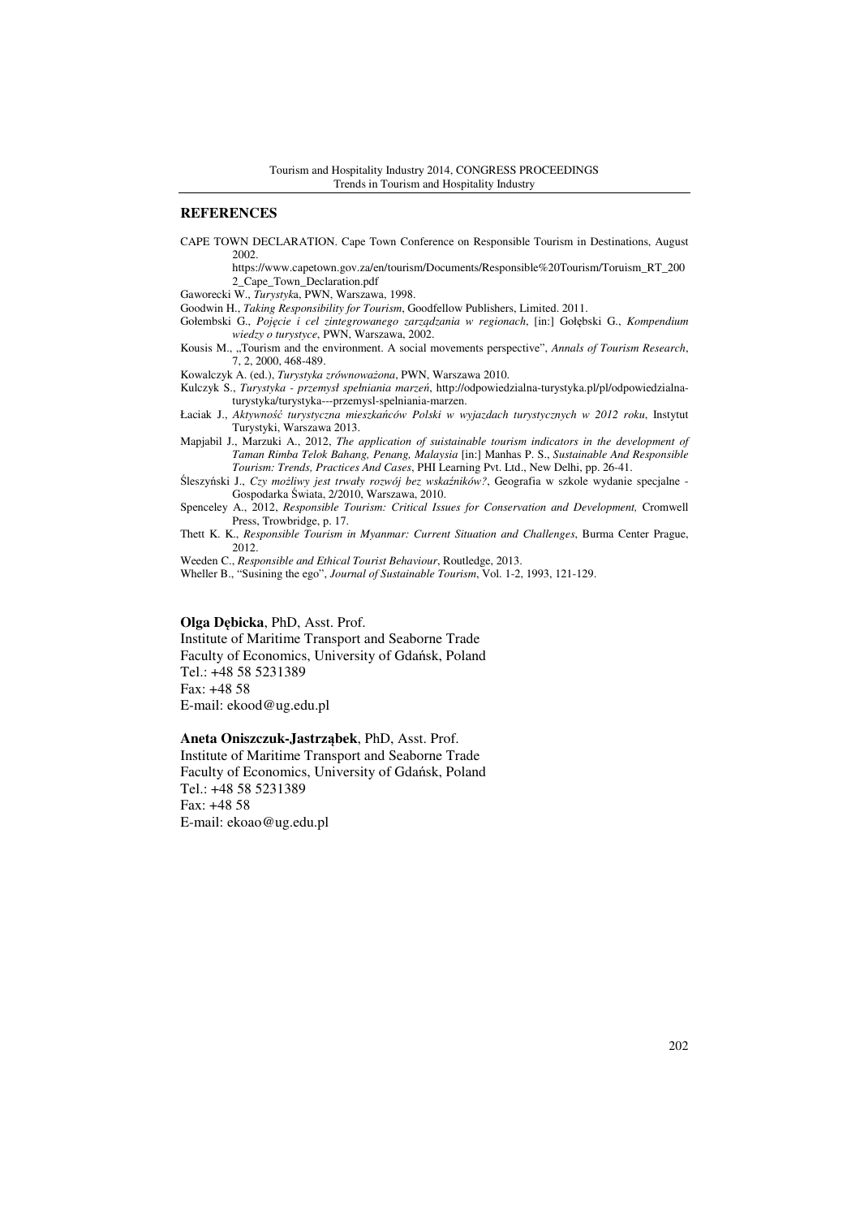## REFERENCES

CAPE TOWN DECLARATION. Cape Town Conference on Responsible Tourism in Destinations, August 2002. https://www.capetown.gov.za/en/tourism/Documents/Responsible%20Tourism/Toruism_RT_2002_Cape_Town_Declaration.pdf

Gaworecki W., *Turystyka*, PWN, Warszawa, 1998.

Goodwin H., *Taking Responsibility for Tourism*, Goodfellow Publishers, Limited. 2011.

Gołembski G., *Pojęcie i cel zintegrowanego zarządzania w regionach*, [in:] Gołębski G., *Kompendium wiedzy o turystyce*, PWN, Warszawa, 2002.

Kousis M., „Tourism and the environment. A social movements perspective", *Annals of Tourism Research*, 7, 2, 2000, 468-489.

Kowalczyk A. (ed.), *Turystyka zrównoważona*, PWN, Warszawa 2010.

Kulczyk S., *Turystyka - przemysł spełniania marzeń*, http://odpowiedzialna-turystyka.pl/pl/odpowiedzialna-turystyka/turystyka---przemysl-spelniania-marzen.

Łaciak J., *Aktywność turystyczna mieszkańców Polski w wyjazdach turystycznych w 2012 roku*, Instytut Turystyki, Warszawa 2013.

Mapjabil J., Marzuki A., 2012, *The application of suistainable tourism indicators in the development of Taman Rimba Telok Bahang, Penang, Malaysia* [in:] Manhas P. S., *Sustainable And Responsible Tourism: Trends, Practices And Cases*, PHI Learning Pvt. Ltd., New Delhi, pp. 26-41.

Śleszyński J., *Czy możliwy jest trwały rozwój bez wskaźników?*, Geografia w szkole wydanie specjalne - Gospodarka Świata, 2/2010, Warszawa, 2010.

Spenceley A., 2012, *Responsible Tourism: Critical Issues for Conservation and Development,* Cromwell Press, Trowbridge, p. 17.

Thett K. K., *Responsible Tourism in Myanmar: Current Situation and Challenges*, Burma Center Prague, 2012.

Weeden C., *Responsible and Ethical Tourist Behaviour*, Routledge, 2013.

Wheller B., "Susining the ego", *Journal of Sustainable Tourism*, Vol. 1-2, 1993, 121-129.

**Olga Dębicka**, PhD, Asst. Prof.
Institute of Maritime Transport and Seaborne Trade
Faculty of Economics, University of Gdańsk, Poland
Tel.: +48 58 5231389
Fax: +48 58
E-mail: ekood@ug.edu.pl

**Aneta Oniszczuk-Jastrząbek**, PhD, Asst. Prof.
Institute of Maritime Transport and Seaborne Trade
Faculty of Economics, University of Gdańsk, Poland
Tel.: +48 58 5231389
Fax: +48 58
E-mail: ekoao@ug.edu.pl